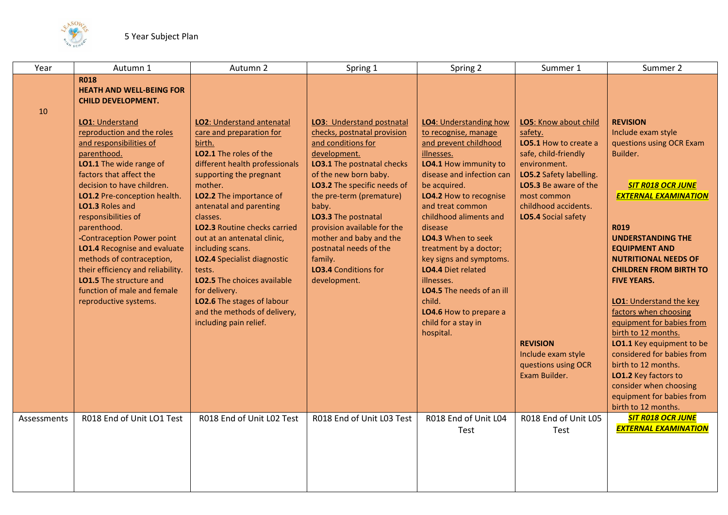5 Year Subject Plan

| Year | Autumn 1 | Autumn 2 | Spring 1 | Spring 2 | Summer 1 | Summer 2 |
|---|---|---|---|---|---|---|
| 10 | **R018**<br>**HEATH AND WELL-BEING FOR CHILD DEVELOPMENT.**<br><br>**LO1**: Understand reproduction and the roles and responsibilities of parenthood.<br>**LO1.1** The wide range of factors that affect the decision to have children.<br>**LO1.2** Pre-conception health.<br>**LO1.3** Roles and responsibilities of parenthood.<br>**-**Contraception Power point<br>**LO1.4** Recognise and evaluate methods of contraception, their efficiency and reliability.<br>**LO1.5** The structure and function of male and female reproductive systems. | **LO2**: Understand antenatal care and preparation for birth.<br>**LO2.1** The roles of the different health professionals supporting the pregnant mother.<br>**LO2.2** The importance of antenatal and parenting classes.<br>**LO2.3** Routine checks carried out at an antenatal clinic, including scans.<br>**LO2.4** Specialist diagnostic tests.<br>**LO2.5** The choices available for delivery.<br>**LO2.6** The stages of labour and the methods of delivery, including pain relief. | **LO3**: Understand postnatal checks, postnatal provision and conditions for development.<br>**LO3.1** The postnatal checks of the new born baby.<br>**LO3.2** The specific needs of the pre-term (premature) baby.<br>**LO3.3** The postnatal provision available for the mother and baby and the postnatal needs of the family.<br>**LO3.4** Conditions for development. | **LO4**: Understanding how to recognise, manage and prevent childhood illnesses.<br>**LO4.1** How immunity to disease and infection can be acquired.<br>**LO4.2** How to recognise and treat common childhood aliments and disease<br>**LO4.3** When to seek treatment by a doctor; key signs and symptoms.<br>**LO4.4** Diet related illnesses.<br>**LO4.5** The needs of an ill child.<br>**LO4.6** How to prepare a child for a stay in hospital. | **LO5**: Know about child safety.<br>**LO5.1** How to create a safe, child-friendly environment.<br>**LO5.2** Safety labelling.<br>**LO5.3** Be aware of the most common childhood accidents.<br>**LO5.4** Social safety<br><br>**REVISION**<br>Include exam style questions using OCR Exam Builder. | **REVISION**<br>Include exam style questions using OCR Exam Builder.<br><br>***SIT R018 OCR JUNE EXTERNAL EXAMINATION***<br><br>**R019**<br>**UNDERSTANDING THE EQUIPMENT AND NUTRITIONAL NEEDS OF CHILDREN FROM BIRTH TO FIVE YEARS.**<br><br>**LO1**: Understand the key factors when choosing equipment for babies from birth to 12 months.<br>**LO1.1** Key equipment to be considered for babies from birth to 12 months.<br>**LO1.2** Key factors to consider when choosing equipment for babies from birth to 12 months. |
| Assessments | R018 End of Unit LO1 Test | R018 End of Unit L02 Test | R018 End of Unit L03 Test | R018 End of Unit L04 Test | R018 End of Unit L05 Test | ***SIT R018 OCR JUNE EXTERNAL EXAMINATION*** |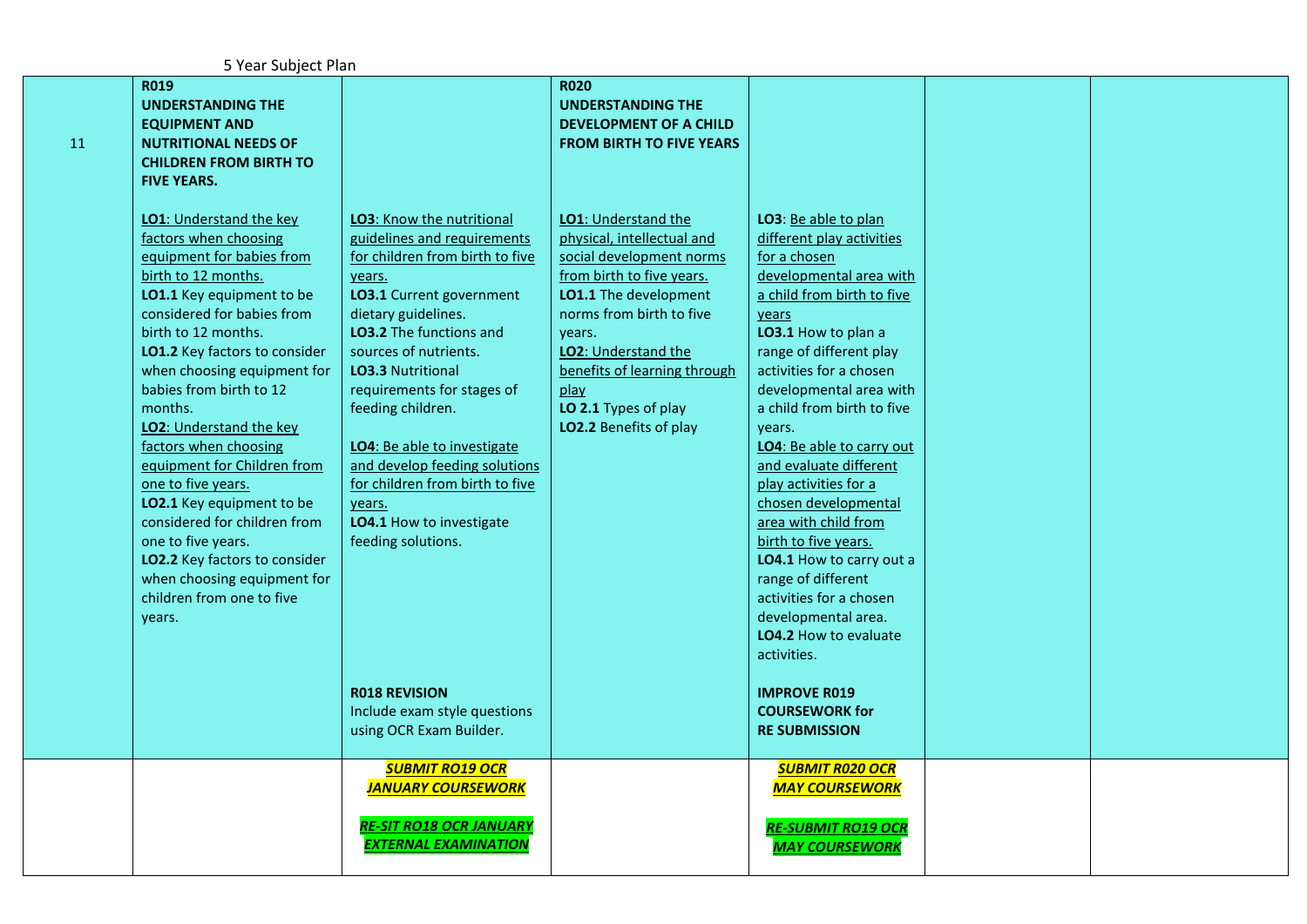5 Year Subject Plan

| | | | | | | |
|---|---|---|---|---|---|---|
| 11 | **R019**<br>**UNDERSTANDING THE EQUIPMENT AND NUTRITIONAL NEEDS OF CHILDREN FROM BIRTH TO FIVE YEARS.**<br><br>**LO1**: Understand the key factors when choosing equipment for babies from birth to 12 months.<br>**LO1.1** Key equipment to be considered for babies from birth to 12 months.<br>**LO1.2** Key factors to consider when choosing equipment for babies from birth to 12 months.<br>**LO2**: Understand the key factors when choosing equipment for Children from one to five years.<br>**LO2.1** Key equipment to be considered for children from one to five years.<br>**LO2.2** Key factors to consider when choosing equipment for children from one to five years. | **LO3**: Know the nutritional guidelines and requirements for children from birth to five years.<br>**LO3.1** Current government dietary guidelines.<br>**LO3.2** The functions and sources of nutrients.<br>**LO3.3** Nutritional requirements for stages of feeding children.<br><br>**LO4**: Be able to investigate and develop feeding solutions for children from birth to five years.<br>**LO4.1** How to investigate feeding solutions.<br><br>**R018 REVISION**<br>Include exam style questions using OCR Exam Builder. | **R020**<br>**UNDERSTANDING THE DEVELOPMENT OF A CHILD FROM BIRTH TO FIVE YEARS**<br><br>**LO1**: Understand the physical, intellectual and social development norms from birth to five years.<br>**LO1.1** The development norms from birth to five years.<br>**LO2**: Understand the benefits of learning through play<br>**LO 2.1** Types of play<br>**LO2.2** Benefits of play | **LO3**: Be able to plan different play activities for a chosen developmental area with a child from birth to five years<br>**LO3.1** How to plan a range of different play activities for a chosen developmental area with a child from birth to five years.<br>**LO4**: Be able to carry out and evaluate different play activities for a chosen developmental area with child from birth to five years.<br>**LO4.1** How to carry out a range of different activities for a chosen developmental area.<br>**LO4.2** How to evaluate activities.<br><br>**IMPROVE R019 COURSEWORK for RE SUBMISSION** | | |
| | | ***SUBMIT RO19 OCR JANUARY COURSEWORK***<br><br>***RE-SIT RO18 OCR JANUARY EXTERNAL EXAMINATION*** | | ***SUBMIT R020 OCR MAY COURSEWORK***<br><br>***RE-SUBMIT RO19 OCR MAY COURSEWORK*** | | |